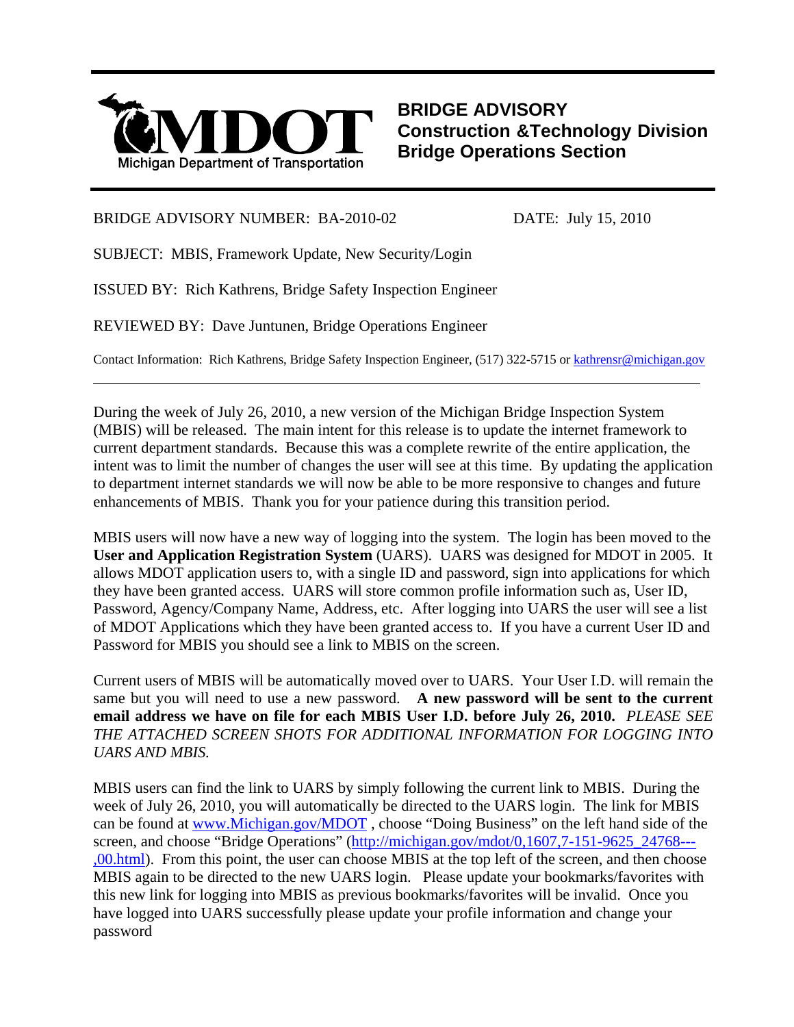Michigan Department of Transportation

# BRIDGE ADVISORY
## Construction &Technology Division
## Bridge Operations Section

BRIDGE ADVISORY NUMBER: BA-2010-02 DATE: July 15, 2010

SUBJECT: MBIS, Framework Update, New Security/Login

ISSUED BY: Rich Kathrens, Bridge Safety Inspection Engineer

REVIEWED BY: Dave Juntunen, Bridge Operations Engineer

Contact Information: Rich Kathrens, Bridge Safety Inspection Engineer, (517) 322-5715 or kathrensr@michigan.gov

---

During the week of July 26, 2010, a new version of the Michigan Bridge Inspection System (MBIS) will be released. The main intent for this release is to update the internet framework to current department standards. Because this was a complete rewrite of the entire application, the intent was to limit the number of changes the user will see at this time. By updating the application to department internet standards we will now be able to be more responsive to changes and future enhancements of MBIS. Thank you for your patience during this transition period.

MBIS users will now have a new way of logging into the system. The login has been moved to the **User and Application Registration System** (UARS). UARS was designed for MDOT in 2005. It allows MDOT application users to, with a single ID and password, sign into applications for which they have been granted access. UARS will store common profile information such as, User ID, Password, Agency/Company Name, Address, etc. After logging into UARS the user will see a list of MDOT Applications which they have been granted access to. If you have a current User ID and Password for MBIS you should see a link to MBIS on the screen.

Current users of MBIS will be automatically moved over to UARS. Your User I.D. will remain the same but you will need to use a new password. **A new password will be sent to the current email address we have on file for each MBIS User I.D. before July 26, 2010.** *PLEASE SEE THE ATTACHED SCREEN SHOTS FOR ADDITIONAL INFORMATION FOR LOGGING INTO UARS AND MBIS.*

MBIS users can find the link to UARS by simply following the current link to MBIS. During the week of July 26, 2010, you will automatically be directed to the UARS login. The link for MBIS can be found at www.Michigan.gov/MDOT , choose "Doing Business" on the left hand side of the screen, and choose "Bridge Operations" (http://michigan.gov/mdot/0,1607,7-151-9625_24768---,00.html). From this point, the user can choose MBIS at the top left of the screen, and then choose MBIS again to be directed to the new UARS login. Please update your bookmarks/favorites with this new link for logging into MBIS as previous bookmarks/favorites will be invalid. Once you have logged into UARS successfully please update your profile information and change your password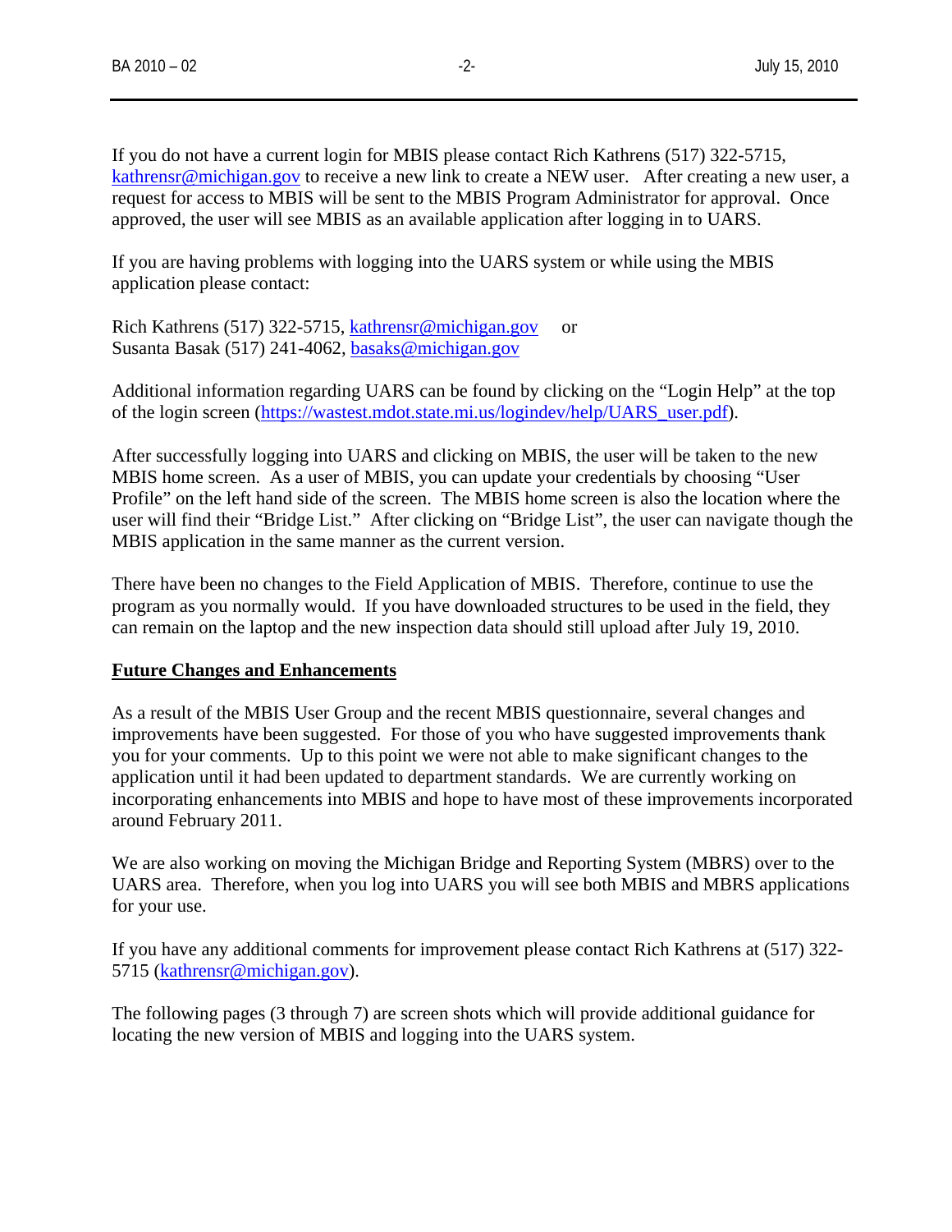If you do not have a current login for MBIS please contact Rich Kathrens (517) 322-5715, kathrensr@michigan.gov to receive a new link to create a NEW user. After creating a new user, a request for access to MBIS will be sent to the MBIS Program Administrator for approval. Once approved, the user will see MBIS as an available application after logging in to UARS.

If you are having problems with logging into the UARS system or while using the MBIS application please contact:

Rich Kathrens (517) 322-5715, kathrensr@michigan.gov or
Susanta Basak (517) 241-4062, basaks@michigan.gov

Additional information regarding UARS can be found by clicking on the "Login Help" at the top of the login screen (https://wastest.mdot.state.mi.us/logindev/help/UARS_user.pdf).

After successfully logging into UARS and clicking on MBIS, the user will be taken to the new MBIS home screen. As a user of MBIS, you can update your credentials by choosing "User Profile" on the left hand side of the screen. The MBIS home screen is also the location where the user will find their "Bridge List." After clicking on "Bridge List", the user can navigate though the MBIS application in the same manner as the current version.

There have been no changes to the Field Application of MBIS. Therefore, continue to use the program as you normally would. If you have downloaded structures to be used in the field, they can remain on the laptop and the new inspection data should still upload after July 19, 2010.

**Future Changes and Enhancements**

As a result of the MBIS User Group and the recent MBIS questionnaire, several changes and improvements have been suggested. For those of you who have suggested improvements thank you for your comments. Up to this point we were not able to make significant changes to the application until it had been updated to department standards. We are currently working on incorporating enhancements into MBIS and hope to have most of these improvements incorporated around February 2011.

We are also working on moving the Michigan Bridge and Reporting System (MBRS) over to the UARS area. Therefore, when you log into UARS you will see both MBIS and MBRS applications for your use.

If you have any additional comments for improvement please contact Rich Kathrens at (517) 322-5715 (kathrensr@michigan.gov).

The following pages (3 through 7) are screen shots which will provide additional guidance for locating the new version of MBIS and logging into the UARS system.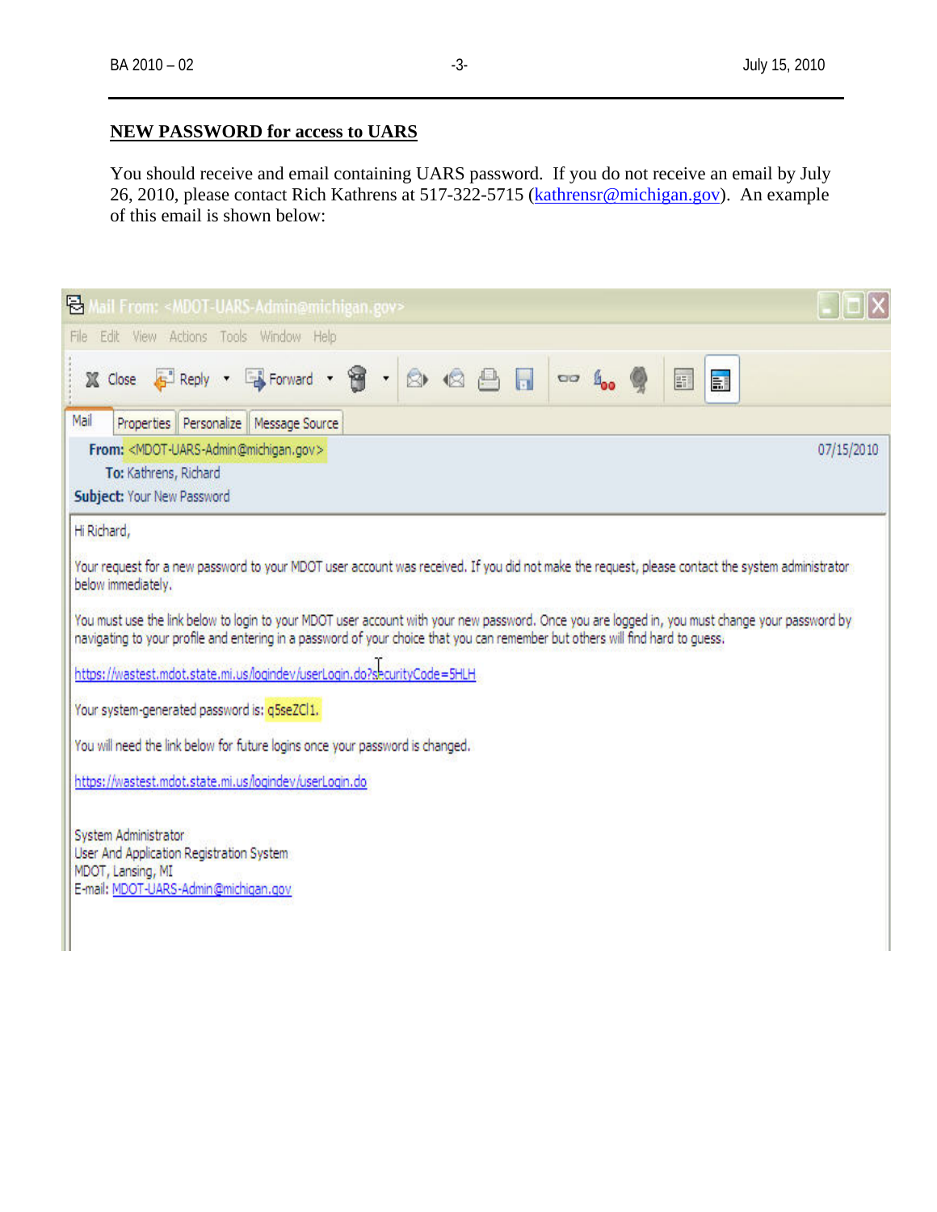**NEW PASSWORD for access to UARS**

You should receive and email containing UARS password. If you do not receive an email by July 26, 2010, please contact Rich Kathrens at 517-322-5715 (kathrensr@michigan.gov). An example of this email is shown below:

Mail From: <MDOT-UARS-Admin@michigan.gov>

File Edit View Actions Tools Window Help

Close Reply Forward

Mail | Properties | Personalize | Message Source

**From:** <MDOT-UARS-Admin@michigan.gov> 07/15/2010
**To:** Kathrens, Richard
**Subject:** Your New Password

Hi Richard,

Your request for a new password to your MDOT user account was received. If you did not make the request, please contact the system administrator below immediately.

You must use the link below to login to your MDOT user account with your new password. Once you are logged in, you must change your password by navigating to your profile and entering in a password of your choice that you can remember but others will find hard to guess.

https://wastest.mdot.state.mi.us/logindev/userLogin.do?securityCode=5HLH

Your system-generated password is: q5seZCl1.

You will need the link below for future logins once your password is changed.

https://wastest.mdot.state.mi.us/logindev/userLogin.do

System Administrator
User And Application Registration System
MDOT, Lansing, MI
E-mail: MDOT-UARS-Admin@michigan.gov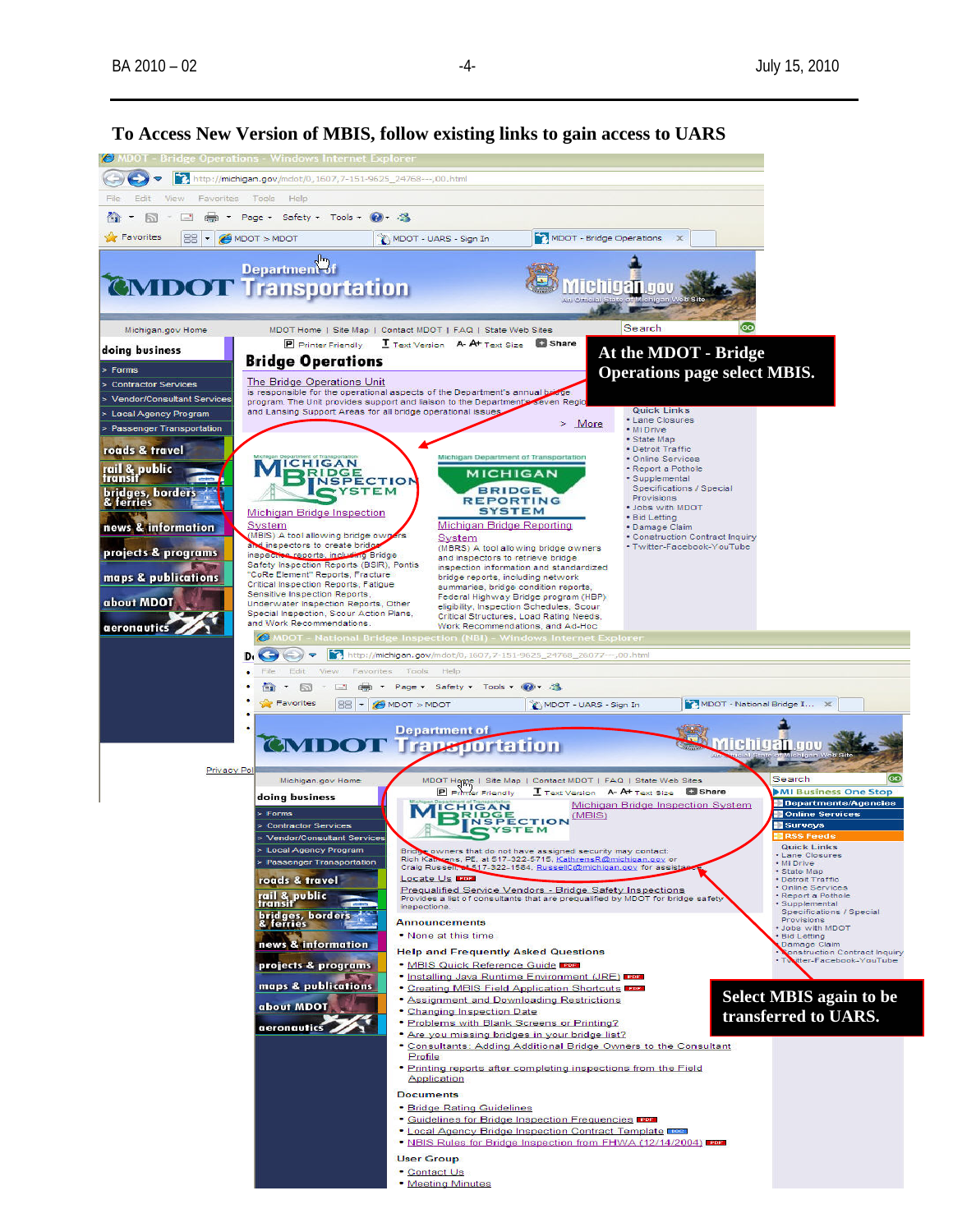## To Access New Version of MBIS, follow existing links to gain access to UARS

At the MDOT - Bridge Operations page select MBIS.

Select MBIS again to be transferred to UARS.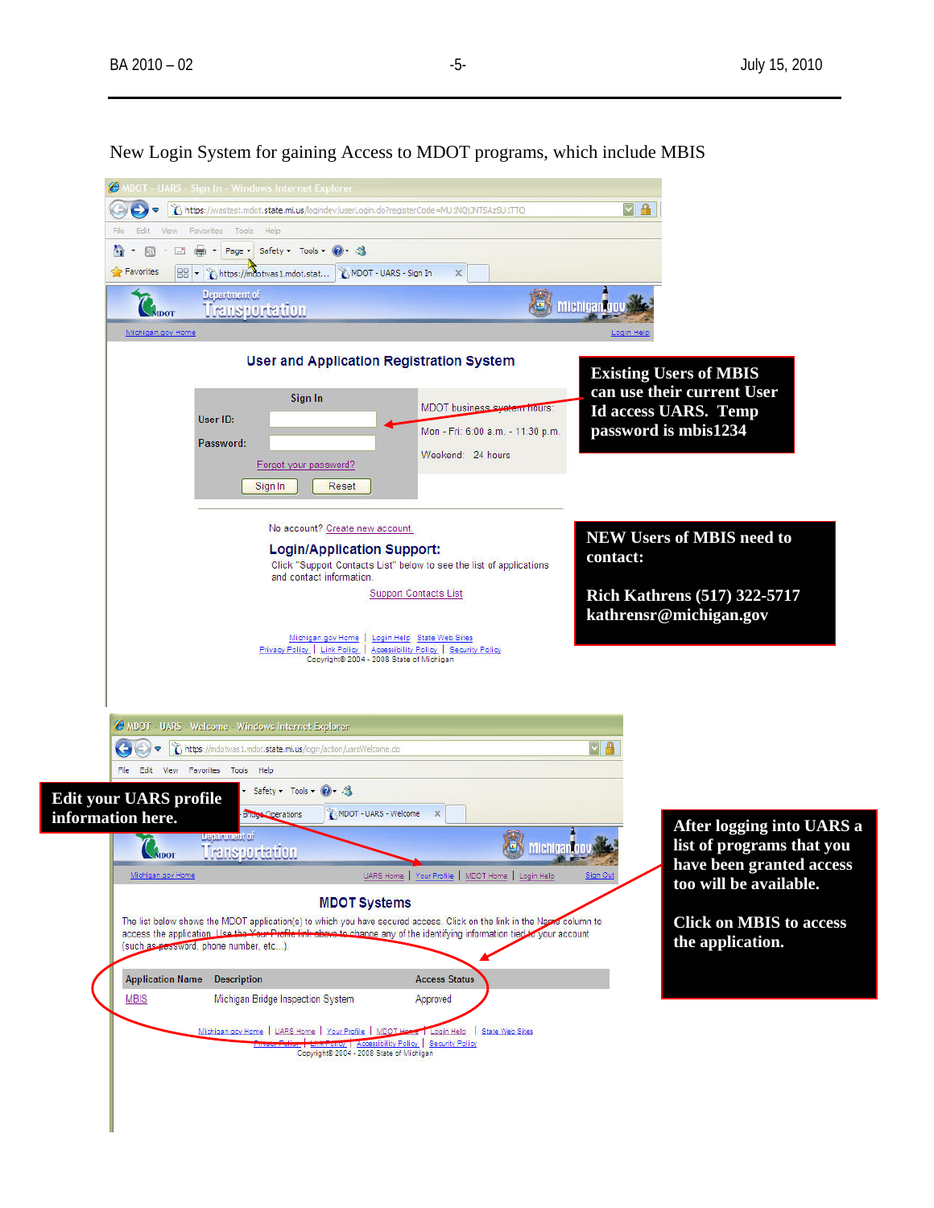New Login System for gaining Access to MDOT programs, which include MBIS

MDOT - UARS - Sign In - Windows Internet Explorer

Department of Transportation

Michigan.gov Home | Login Help

## User and Application Registration System

**Sign In**

User ID:

Password:

Forgot your password?

Sign In | Reset

MDOT business system hours:

Mon - Fri: 6:00 a.m. - 11:30 p.m.

Weekend: 24 hours

**Existing Users of MBIS can use their current User Id access UARS. Temp password is mbis1234**

No account? Create new account

### Login/Application Support:

Click "Support Contacts List" below to see the list of applications and contact information.

Support Contacts List

**NEW Users of MBIS need to contact:**

**Rich Kathrens (517) 322-5717**
**kathrensr@michigan.gov**

Michigan.gov Home | Login Help | State Web Sites
Privacy Policy | Link Policy | Accessibility Policy | Security Policy
Copyright© 2004 - 2008 State of Michigan

MDOT - UARS - Welcome - Windows Internet Explorer

**Edit your UARS profile information here.**

Department of Transportation

Michigan.gov Home | UARS Home | Your Profile | MDOT Home | Login Help | Sign Out

## MDOT Systems

The list below shows the MDOT application(s) to which you have secured access. Click on the link in the Name column to access the application. Use the Your Profile link above to change any of the identifying information tied to your account (such as password, phone number, etc...).

| Application Name | Description | Access Status |
|---|---|---|
| MBIS | Michigan Bridge Inspection System | Approved |

**After logging into UARS a list of programs that you have been granted access too will be available.**

**Click on MBIS to access the application.**

Michigan.gov Home | UARS Home | Your Profile | MDOT Home | Login Help | State Web Sites
Privacy Policy | Link Policy | Accessibility Policy | Security Policy
Copyright© 2004 - 2008 State of Michigan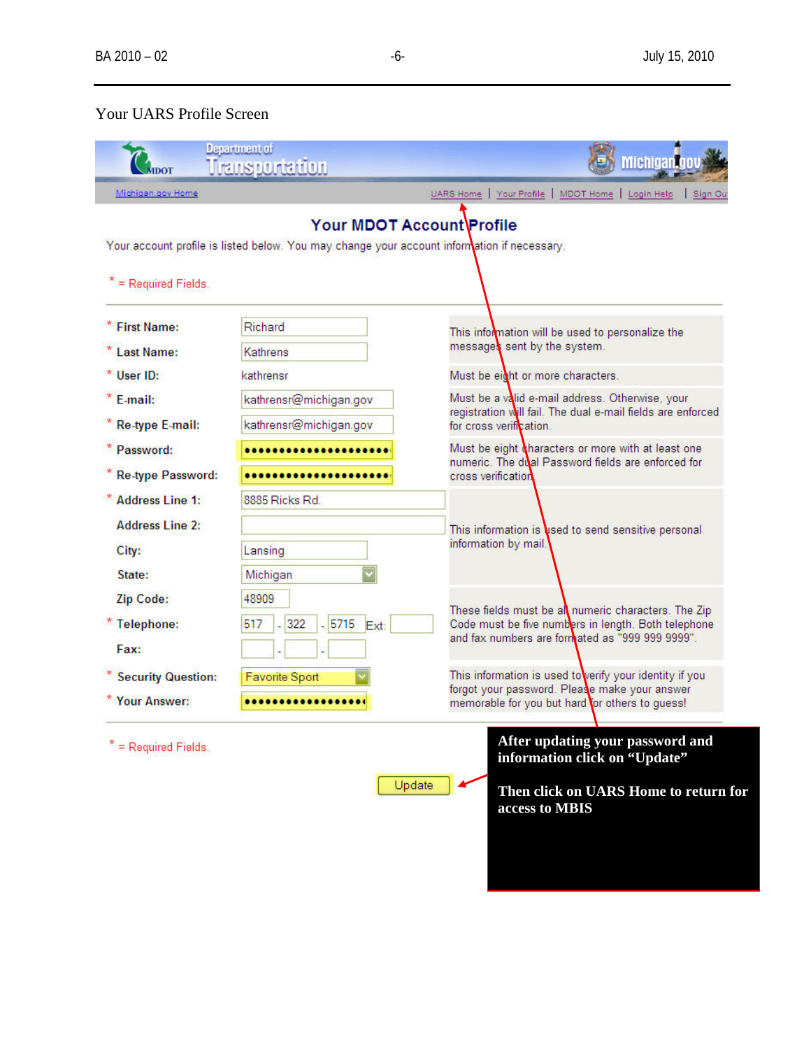Your UARS Profile Screen

Michigan.gov Home

UARS Home | Your Profile | MDOT Home | Login Help | Sign Out

## Your MDOT Account Profile

Your account profile is listed below. You may change your account information if necessary.

* = Required Fields.

| Field | Value | Note |
|---|---|---|
| * First Name: | Richard | This information will be used to personalize the messages sent by the system. |
| * Last Name: | Kathrens | |
| * User ID: | kathrensr | Must be eight or more characters. |
| * E-mail: | kathrensr@michigan.gov | Must be a valid e-mail address. Otherwise, your registration will fail. The dual e-mail fields are enforced for cross verification. |
| * Re-type E-mail: | kathrensr@michigan.gov | |
| * Password: | •••••••••••••••••••••• | Must be eight characters or more with at least one numeric. The dual Password fields are enforced for cross verification. |
| * Re-type Password: | •••••••••••••••••••••• | |
| * Address Line 1: | 8885 Ricks Rd. | This information is used to send sensitive personal information by mail. |
| Address Line 2: | | |
| City: | Lansing | |
| State: | Michigan | |
| Zip Code: | 48909 | These fields must be all numeric characters. The Zip Code must be five numbers in length. Both telephone and fax numbers are formatted as "999 999 9999". |
| * Telephone: | 517 - 322 - 5715 Ext: | |
| Fax: | - - | |
| * Security Question: | Favorite Sport | This information is used to verify your identity if you forgot your password. Please make your answer memorable for you but hard for others to guess! |
| * Your Answer: | ••••••••••••••••• | |

* = Required Fields.

Update

**After updating your password and information click on "Update"**

**Then click on UARS Home to return for access to MBIS**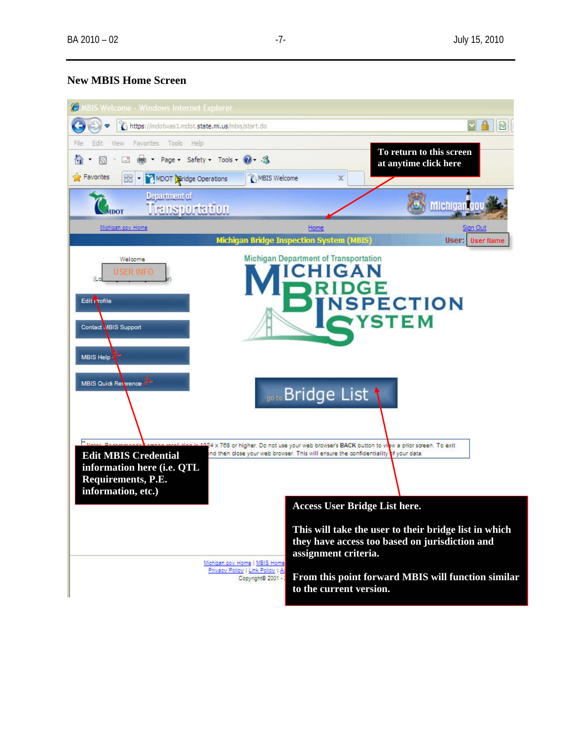## New MBIS Home Screen

To return to this screen at anytime click here

Edit MBIS Credential information here (i.e. QTL Requirements, P.E. information, etc.)

Access User Bridge List here.

This will take the user to their bridge list in which they have access too based on jurisdiction and assignment criteria.

From this point forward MBIS will function similar to the current version.